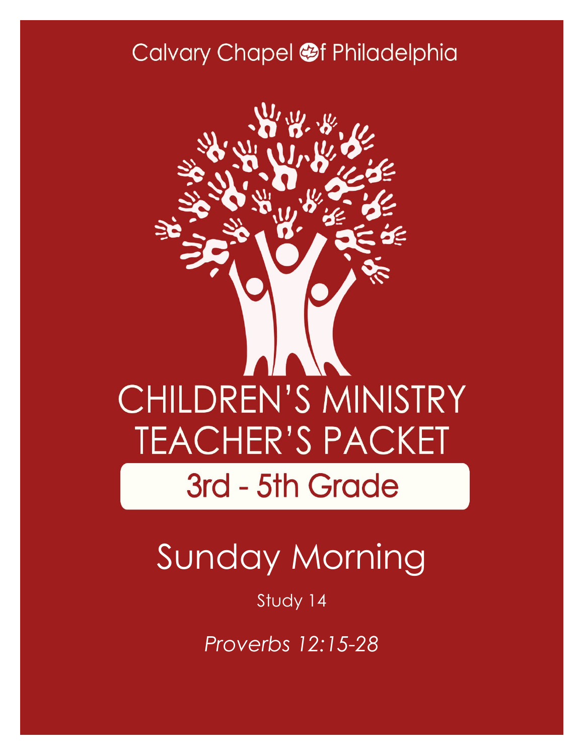Calvary Chapel of Philadelphia

# CHILDREN'S MINISTRY TEACHER'S PACKET

## 3rd - 5th Grade

# Sunday Morning

Study 14

*Proverbs 12:15-28*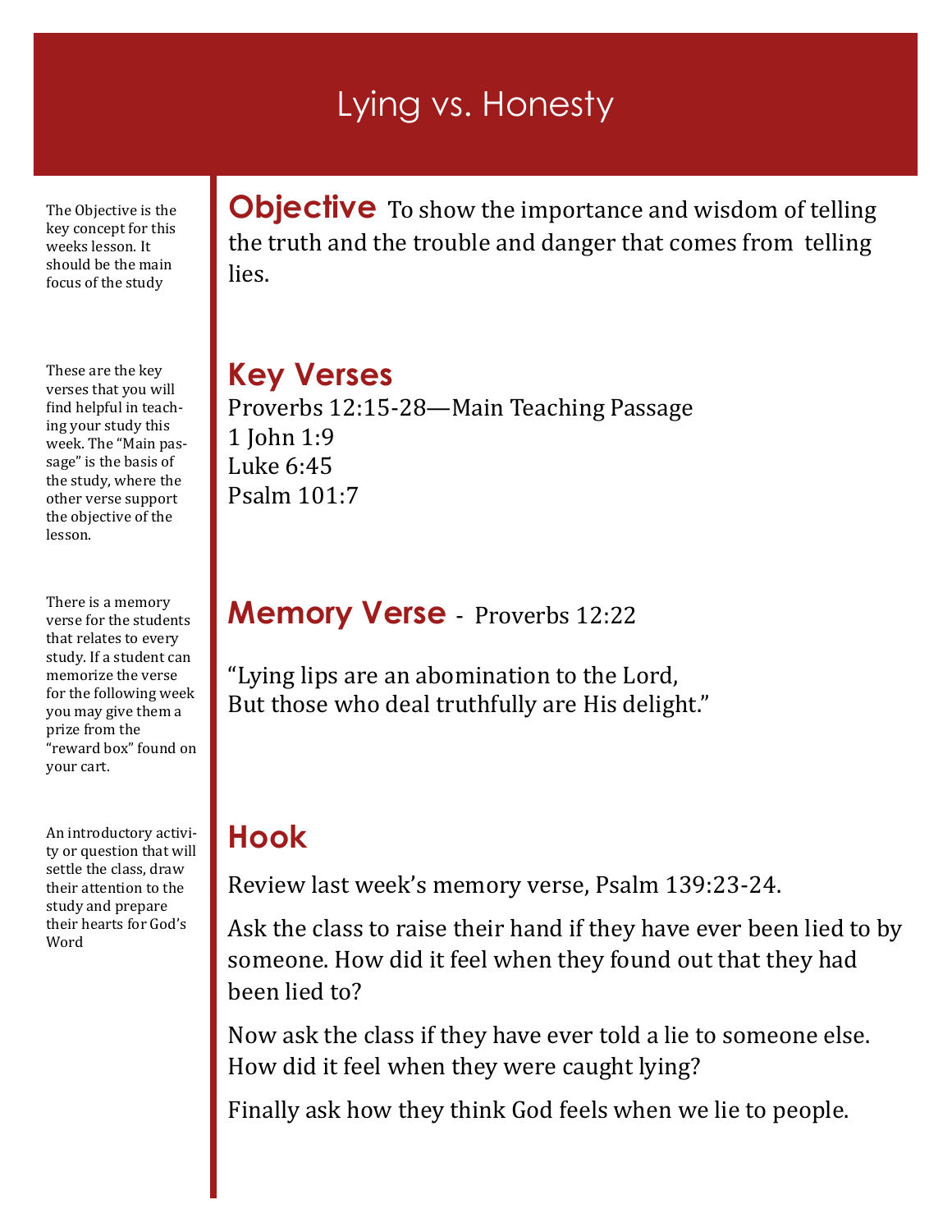# Lying vs. Honesty

The Objective is the key concept for this weeks lesson. It should be the main focus of the study

## Objective

To show the importance and wisdom of telling the truth and the trouble and danger that comes from telling lies.

These are the key verses that you will find helpful in teaching your study this week. The "Main passage" is the basis of the study, where the other verse support the objective of the lesson.

## Key Verses

Proverbs 12:15-28—Main Teaching Passage
1 John 1:9
Luke 6:45
Psalm 101:7

There is a memory verse for the students that relates to every study. If a student can memorize the verse for the following week you may give them a prize from the "reward box" found on your cart.

## Memory Verse - Proverbs 12:22

"Lying lips are an abomination to the Lord,
But those who deal truthfully are His delight."

An introductory activity or question that will settle the class, draw their attention to the study and prepare their hearts for God's Word

## Hook

Review last week's memory verse, Psalm 139:23-24.

Ask the class to raise their hand if they have ever been lied to by someone. How did it feel when they found out that they had been lied to?

Now ask the class if they have ever told a lie to someone else. How did it feel when they were caught lying?

Finally ask how they think God feels when we lie to people.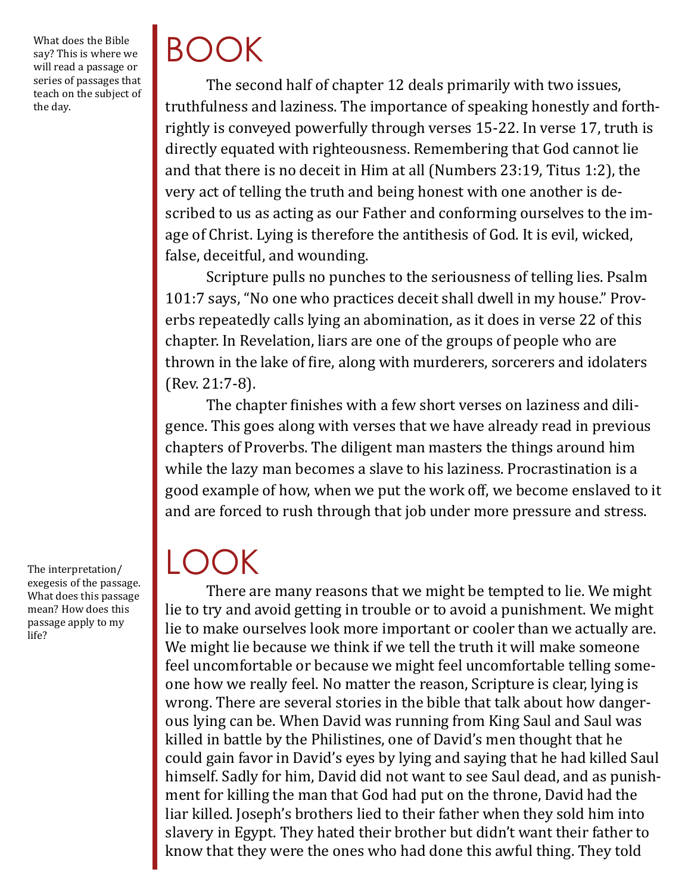What does the Bible say? This is where we will read a passage or series of passages that teach on the subject of the day.

# BOOK

The second half of chapter 12 deals primarily with two issues, truthfulness and laziness. The importance of speaking honestly and forthrightly is conveyed powerfully through verses 15-22. In verse 17, truth is directly equated with righteousness. Remembering that God cannot lie and that there is no deceit in Him at all (Numbers 23:19, Titus 1:2), the very act of telling the truth and being honest with one another is described to us as acting as our Father and conforming ourselves to the image of Christ. Lying is therefore the antithesis of God. It is evil, wicked, false, deceitful, and wounding.

Scripture pulls no punches to the seriousness of telling lies. Psalm 101:7 says, "No one who practices deceit shall dwell in my house." Proverbs repeatedly calls lying an abomination, as it does in verse 22 of this chapter. In Revelation, liars are one of the groups of people who are thrown in the lake of fire, along with murderers, sorcerers and idolaters (Rev. 21:7-8).

The chapter finishes with a few short verses on laziness and diligence. This goes along with verses that we have already read in previous chapters of Proverbs. The diligent man masters the things around him while the lazy man becomes a slave to his laziness. Procrastination is a good example of how, when we put the work off, we become enslaved to it and are forced to rush through that job under more pressure and stress.

The interpretation/exegesis of the passage. What does this passage mean? How does this passage apply to my life?

# LOOK

There are many reasons that we might be tempted to lie. We might lie to try and avoid getting in trouble or to avoid a punishment. We might lie to make ourselves look more important or cooler than we actually are. We might lie because we think if we tell the truth it will make someone feel uncomfortable or because we might feel uncomfortable telling someone how we really feel. No matter the reason, Scripture is clear, lying is wrong. There are several stories in the bible that talk about how dangerous lying can be. When David was running from King Saul and Saul was killed in battle by the Philistines, one of David's men thought that he could gain favor in David's eyes by lying and saying that he had killed Saul himself. Sadly for him, David did not want to see Saul dead, and as punishment for killing the man that God had put on the throne, David had the liar killed. Joseph's brothers lied to their father when they sold him into slavery in Egypt. They hated their brother but didn't want their father to know that they were the ones who had done this awful thing. They told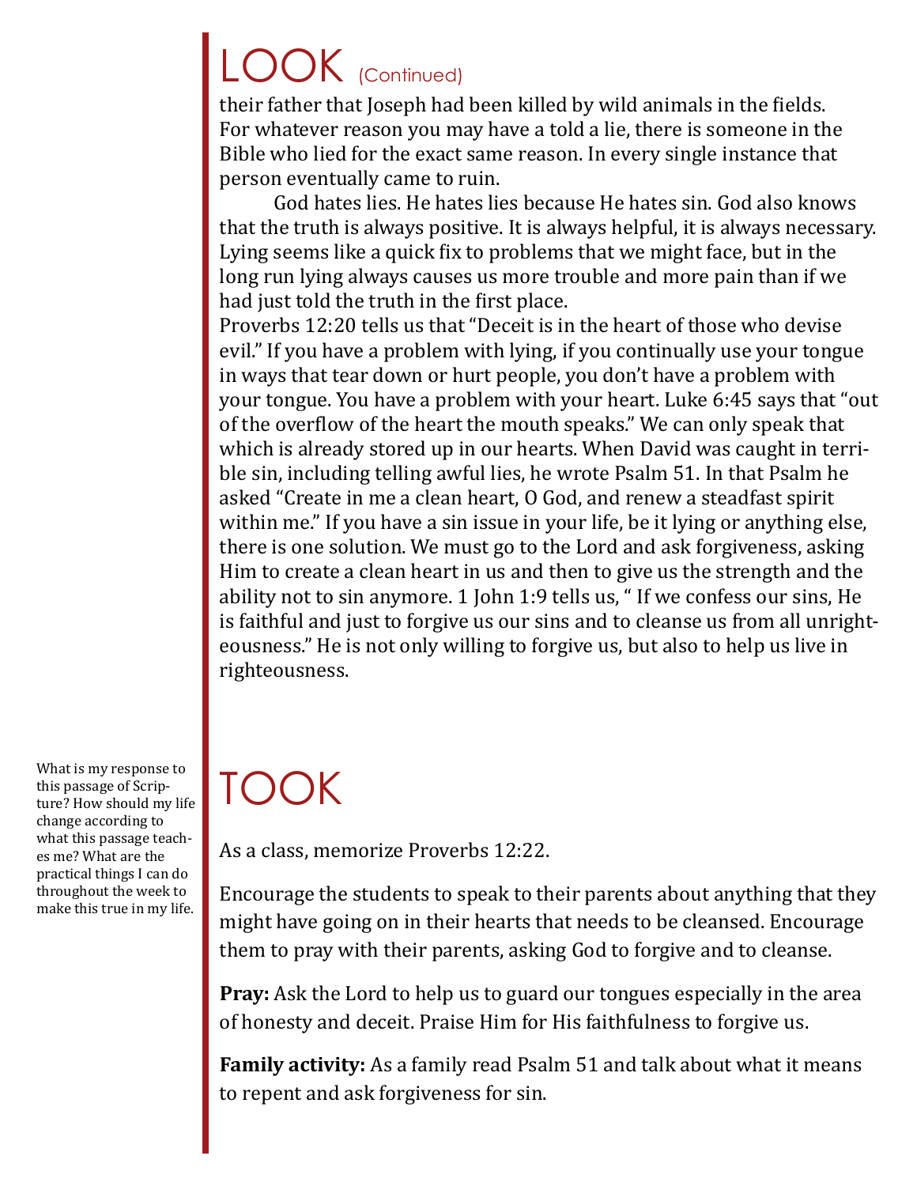# LOOK (Continued)

their father that Joseph had been killed by wild animals in the fields. For whatever reason you may have a told a lie, there is someone in the Bible who lied for the exact same reason. In every single instance that person eventually came to ruin.

God hates lies. He hates lies because He hates sin. God also knows that the truth is always positive. It is always helpful, it is always necessary. Lying seems like a quick fix to problems that we might face, but in the long run lying always causes us more trouble and more pain than if we had just told the truth in the first place.

Proverbs 12:20 tells us that "Deceit is in the heart of those who devise evil." If you have a problem with lying, if you continually use your tongue in ways that tear down or hurt people, you don't have a problem with your tongue. You have a problem with your heart. Luke 6:45 says that "out of the overflow of the heart the mouth speaks." We can only speak that which is already stored up in our hearts. When David was caught in terrible sin, including telling awful lies, he wrote Psalm 51. In that Psalm he asked "Create in me a clean heart, O God, and renew a steadfast spirit within me." If you have a sin issue in your life, be it lying or anything else, there is one solution. We must go to the Lord and ask forgiveness, asking Him to create a clean heart in us and then to give us the strength and the ability not to sin anymore. 1 John 1:9 tells us, " If we confess our sins, He is faithful and just to forgive us our sins and to cleanse us from all unrighteousness." He is not only willing to forgive us, but also to help us live in righteousness.

# TOOK

What is my response to this passage of Scripture? How should my life change according to what this passage teaches me? What are the practical things I can do throughout the week to make this true in my life.

As a class, memorize Proverbs 12:22.

Encourage the students to speak to their parents about anything that they might have going on in their hearts that needs to be cleansed. Encourage them to pray with their parents, asking God to forgive and to cleanse.

**Pray:** Ask the Lord to help us to guard our tongues especially in the area of honesty and deceit. Praise Him for His faithfulness to forgive us.

**Family activity:** As a family read Psalm 51 and talk about what it means to repent and ask forgiveness for sin.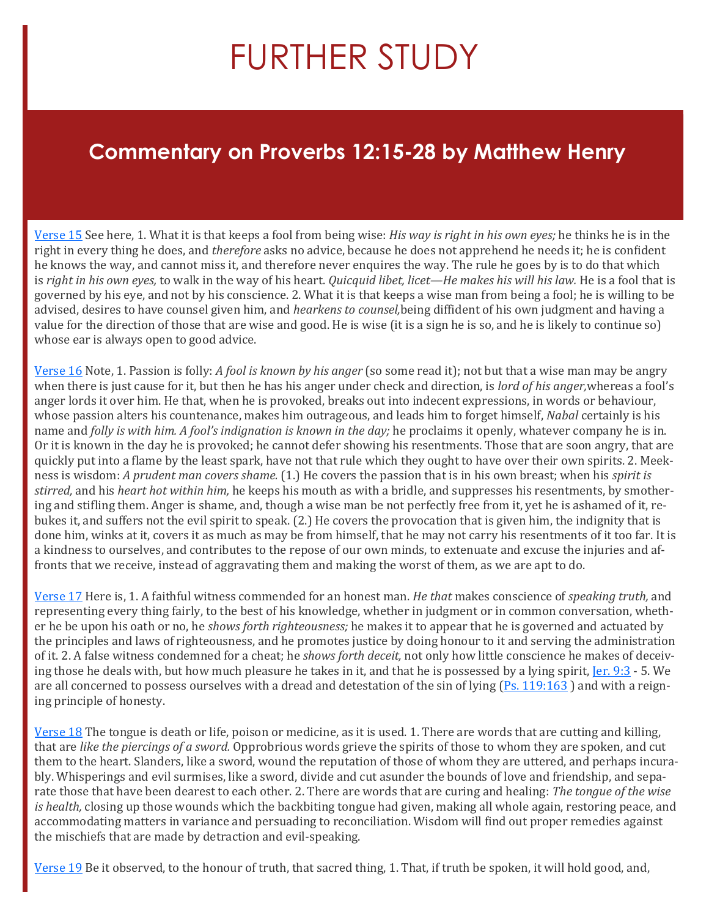# FURTHER STUDY

## Commentary on Proverbs 12:15-28 by Matthew Henry

Verse 15 See here, 1. What it is that keeps a fool from being wise: *His way is right in his own eyes;* he thinks he is in the right in every thing he does, and *therefore* asks no advice, because he does not apprehend he needs it; he is confident he knows the way, and cannot miss it, and therefore never enquires the way. The rule he goes by is to do that which is *right in his own eyes,* to walk in the way of his heart. *Quicquid libet, licet—He makes his will his law.* He is a fool that is governed by his eye, and not by his conscience. 2. What it is that keeps a wise man from being a fool; he is willing to be advised, desires to have counsel given him, and *hearkens to counsel,*being diffident of his own judgment and having a value for the direction of those that are wise and good. He is wise (it is a sign he is so, and he is likely to continue so) whose ear is always open to good advice.

Verse 16 Note, 1. Passion is folly: *A fool is known by his anger* (so some read it); not but that a wise man may be angry when there is just cause for it, but then he has his anger under check and direction, is *lord of his anger,*whereas a fool's anger lords it over him. He that, when he is provoked, breaks out into indecent expressions, in words or behaviour, whose passion alters his countenance, makes him outrageous, and leads him to forget himself, *Nabal* certainly is his name and *folly is with him. A fool's indignation is known in the day;* he proclaims it openly, whatever company he is in. Or it is known in the day he is provoked; he cannot defer showing his resentments. Those that are soon angry, that are quickly put into a flame by the least spark, have not that rule which they ought to have over their own spirits. 2. Meekness is wisdom: *A prudent man covers shame.* (1.) He covers the passion that is in his own breast; when his *spirit is stirred,* and his *heart hot within him,* he keeps his mouth as with a bridle, and suppresses his resentments, by smothering and stifling them. Anger is shame, and, though a wise man be not perfectly free from it, yet he is ashamed of it, rebukes it, and suffers not the evil spirit to speak. (2.) He covers the provocation that is given him, the indignity that is done him, winks at it, covers it as much as may be from himself, that he may not carry his resentments of it too far. It is a kindness to ourselves, and contributes to the repose of our own minds, to extenuate and excuse the injuries and affronts that we receive, instead of aggravating them and making the worst of them, as we are apt to do.

Verse 17 Here is, 1. A faithful witness commended for an honest man. *He that* makes conscience of *speaking truth,* and representing every thing fairly, to the best of his knowledge, whether in judgment or in common conversation, whether he be upon his oath or no, he *shows forth righteousness;* he makes it to appear that he is governed and actuated by the principles and laws of righteousness, and he promotes justice by doing honour to it and serving the administration of it. 2. A false witness condemned for a cheat; he *shows forth deceit,* not only how little conscience he makes of deceiving those he deals with, but how much pleasure he takes in it, and that he is possessed by a lying spirit, Jer. 9:3 - 5. We are all concerned to possess ourselves with a dread and detestation of the sin of lying (Ps. 119:163 ) and with a reigning principle of honesty.

Verse 18 The tongue is death or life, poison or medicine, as it is used. 1. There are words that are cutting and killing, that are *like the piercings of a sword.* Opprobrious words grieve the spirits of those to whom they are spoken, and cut them to the heart. Slanders, like a sword, wound the reputation of those of whom they are uttered, and perhaps incurably. Whisperings and evil surmises, like a sword, divide and cut asunder the bounds of love and friendship, and separate those that have been dearest to each other. 2. There are words that are curing and healing: *The tongue of the wise is health,* closing up those wounds which the backbiting tongue had given, making all whole again, restoring peace, and accommodating matters in variance and persuading to reconciliation. Wisdom will find out proper remedies against the mischiefs that are made by detraction and evil-speaking.

Verse 19 Be it observed, to the honour of truth, that sacred thing, 1. That, if truth be spoken, it will hold good, and,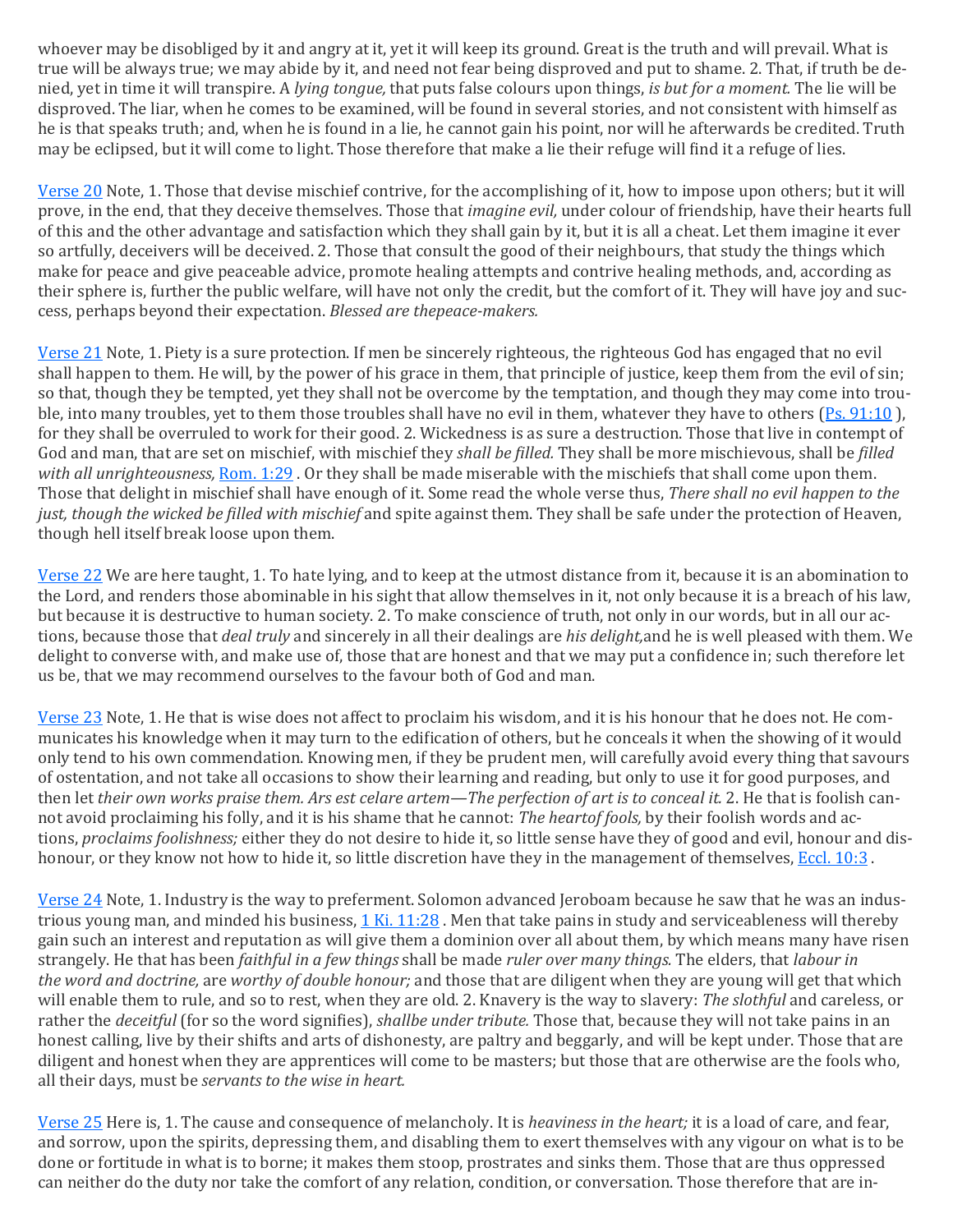whoever may be disobliged by it and angry at it, yet it will keep its ground. Great is the truth and will prevail. What is true will be always true; we may abide by it, and need not fear being disproved and put to shame. 2. That, if truth be denied, yet in time it will transpire. A *lying tongue,* that puts false colours upon things, *is but for a moment.* The lie will be disproved. The liar, when he comes to be examined, will be found in several stories, and not consistent with himself as he is that speaks truth; and, when he is found in a lie, he cannot gain his point, nor will he afterwards be credited. Truth may be eclipsed, but it will come to light. Those therefore that make a lie their refuge will find it a refuge of lies.

Verse 20 Note, 1. Those that devise mischief contrive, for the accomplishing of it, how to impose upon others; but it will prove, in the end, that they deceive themselves. Those that *imagine evil,* under colour of friendship, have their hearts full of this and the other advantage and satisfaction which they shall gain by it, but it is all a cheat. Let them imagine it ever so artfully, deceivers will be deceived. 2. Those that consult the good of their neighbours, that study the things which make for peace and give peaceable advice, promote healing attempts and contrive healing methods, and, according as their sphere is, further the public welfare, will have not only the credit, but the comfort of it. They will have joy and success, perhaps beyond their expectation. *Blessed are thepeace-makers.*

Verse 21 Note, 1. Piety is a sure protection. If men be sincerely righteous, the righteous God has engaged that no evil shall happen to them. He will, by the power of his grace in them, that principle of justice, keep them from the evil of sin; so that, though they be tempted, yet they shall not be overcome by the temptation, and though they may come into trouble, into many troubles, yet to them those troubles shall have no evil in them, whatever they have to others (Ps. 91:10 ), for they shall be overruled to work for their good. 2. Wickedness is as sure a destruction. Those that live in contempt of God and man, that are set on mischief, with mischief they *shall be filled.* They shall be more mischievous, shall be *filled with all unrighteousness,* Rom. 1:29 . Or they shall be made miserable with the mischiefs that shall come upon them. Those that delight in mischief shall have enough of it. Some read the whole verse thus, *There shall no evil happen to the just, though the wicked be filled with mischief* and spite against them. They shall be safe under the protection of Heaven, though hell itself break loose upon them.

Verse 22 We are here taught, 1. To hate lying, and to keep at the utmost distance from it, because it is an abomination to the Lord, and renders those abominable in his sight that allow themselves in it, not only because it is a breach of his law, but because it is destructive to human society. 2. To make conscience of truth, not only in our words, but in all our actions, because those that *deal truly* and sincerely in all their dealings are *his delight,*and he is well pleased with them. We delight to converse with, and make use of, those that are honest and that we may put a confidence in; such therefore let us be, that we may recommend ourselves to the favour both of God and man.

Verse 23 Note, 1. He that is wise does not affect to proclaim his wisdom, and it is his honour that he does not. He communicates his knowledge when it may turn to the edification of others, but he conceals it when the showing of it would only tend to his own commendation. Knowing men, if they be prudent men, will carefully avoid every thing that savours of ostentation, and not take all occasions to show their learning and reading, but only to use it for good purposes, and then let *their own works praise them. Ars est celare artem—The perfection of art is to conceal it.* 2. He that is foolish cannot avoid proclaiming his folly, and it is his shame that he cannot: *The heartof fools,* by their foolish words and actions, *proclaims foolishness;* either they do not desire to hide it, so little sense have they of good and evil, honour and dishonour, or they know not how to hide it, so little discretion have they in the management of themselves, Eccl. 10:3 .

Verse 24 Note, 1. Industry is the way to preferment. Solomon advanced Jeroboam because he saw that he was an industrious young man, and minded his business, 1 Ki. 11:28 . Men that take pains in study and serviceableness will thereby gain such an interest and reputation as will give them a dominion over all about them, by which means many have risen strangely. He that has been *faithful in a few things* shall be made *ruler over many things.* The elders, that *labour in the word and doctrine,* are *worthy of double honour;* and those that are diligent when they are young will get that which will enable them to rule, and so to rest, when they are old. 2. Knavery is the way to slavery: *The slothful* and careless, or rather the *deceitful* (for so the word signifies), *shallbe under tribute.* Those that, because they will not take pains in an honest calling, live by their shifts and arts of dishonesty, are paltry and beggarly, and will be kept under. Those that are diligent and honest when they are apprentices will come to be masters; but those that are otherwise are the fools who, all their days, must be *servants to the wise in heart.*

Verse 25 Here is, 1. The cause and consequence of melancholy. It is *heaviness in the heart;* it is a load of care, and fear, and sorrow, upon the spirits, depressing them, and disabling them to exert themselves with any vigour on what is to be done or fortitude in what is to borne; it makes them stoop, prostrates and sinks them. Those that are thus oppressed can neither do the duty nor take the comfort of any relation, condition, or conversation. Those therefore that are in-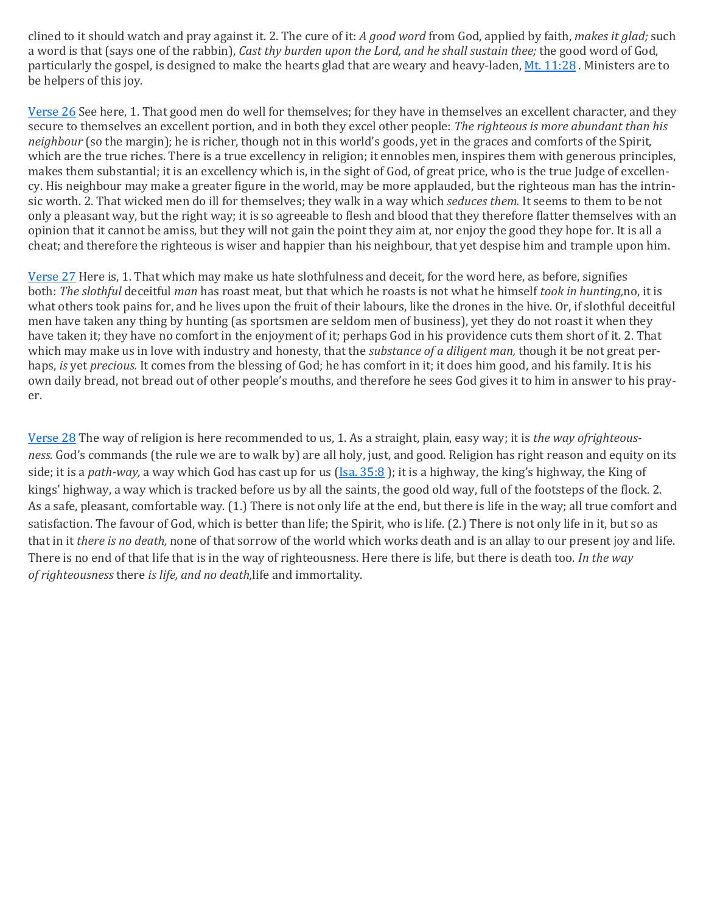clined to it should watch and pray against it. 2. The cure of it: *A good word* from God, applied by faith, *makes it glad;* such a word is that (says one of the rabbin), *Cast thy burden upon the Lord, and he shall sustain thee;* the good word of God, particularly the gospel, is designed to make the hearts glad that are weary and heavy-laden, Mt. 11:28 . Ministers are to be helpers of this joy.

Verse 26 See here, 1. That good men do well for themselves; for they have in themselves an excellent character, and they secure to themselves an excellent portion, and in both they excel other people: *The righteous is more abundant than his neighbour* (so the margin); he is richer, though not in this world's goods, yet in the graces and comforts of the Spirit, which are the true riches. There is a true excellency in religion; it ennobles men, inspires them with generous principles, makes them substantial; it is an excellency which is, in the sight of God, of great price, who is the true Judge of excellency. His neighbour may make a greater figure in the world, may be more applauded, but the righteous man has the intrinsic worth. 2. That wicked men do ill for themselves; they walk in a way which *seduces them.* It seems to them to be not only a pleasant way, but the right way; it is so agreeable to flesh and blood that they therefore flatter themselves with an opinion that it cannot be amiss, but they will not gain the point they aim at, nor enjoy the good they hope for. It is all a cheat; and therefore the righteous is wiser and happier than his neighbour, that yet despise him and trample upon him.

Verse 27 Here is, 1. That which may make us hate slothfulness and deceit, for the word here, as before, signifies both: *The slothful* deceitful *man* has roast meat, but that which he roasts is not what he himself *took in hunting,*no, it is what others took pains for, and he lives upon the fruit of their labours, like the drones in the hive. Or, if slothful deceitful men have taken any thing by hunting (as sportsmen are seldom men of business), yet they do not roast it when they have taken it; they have no comfort in the enjoyment of it; perhaps God in his providence cuts them short of it. 2. That which may make us in love with industry and honesty, that the *substance of a diligent man,* though it be not great perhaps, *is* yet *precious.* It comes from the blessing of God; he has comfort in it; it does him good, and his family. It is his own daily bread, not bread out of other people's mouths, and therefore he sees God gives it to him in answer to his prayer.

Verse 28 The way of religion is here recommended to us, 1. As a straight, plain, easy way; it is *the way ofrighteousness.* God's commands (the rule we are to walk by) are all holy, just, and good. Religion has right reason and equity on its side; it is a *path-way,* a way which God has cast up for us (Isa. 35:8 ); it is a highway, the king's highway, the King of kings' highway, a way which is tracked before us by all the saints, the good old way, full of the footsteps of the flock. 2. As a safe, pleasant, comfortable way. (1.) There is not only life at the end, but there is life in the way; all true comfort and satisfaction. The favour of God, which is better than life; the Spirit, who is life. (2.) There is not only life in it, but so as that in it *there is no death,* none of that sorrow of the world which works death and is an allay to our present joy and life. There is no end of that life that is in the way of righteousness. Here there is life, but there is death too. *In the way of righteousness* there *is life, and no death,*life and immortality.